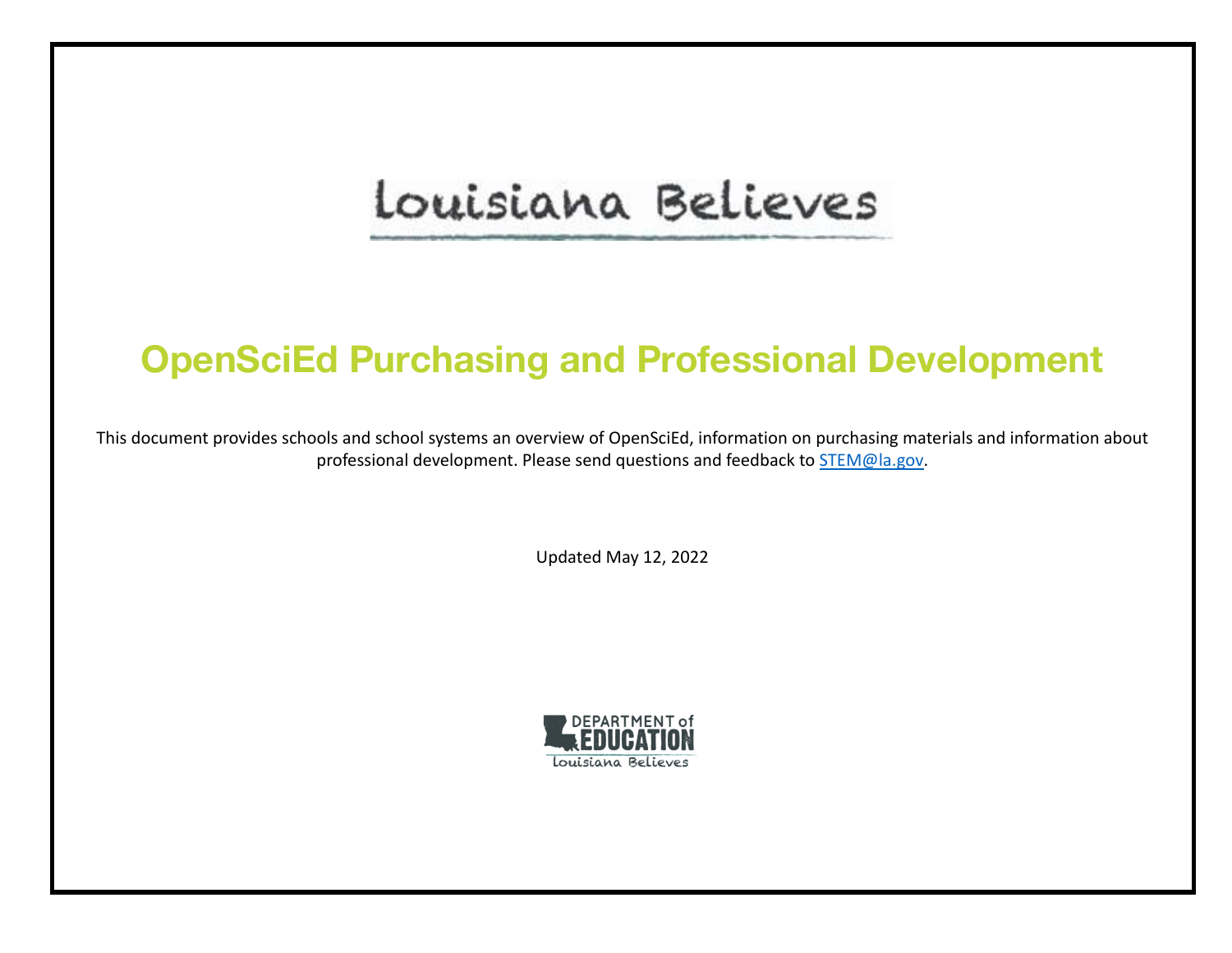Louisiana Believes

# OpenSciEd Purchasing and Professional Development

This document provides schools and school systems an overview of OpenSciEd, information on purchasing materials and information about professional development. Please send questions and feedback to STEM@la.gov.

Updated May 12, 2022

DEPARTMENT of EDUCATION
Louisiana Believes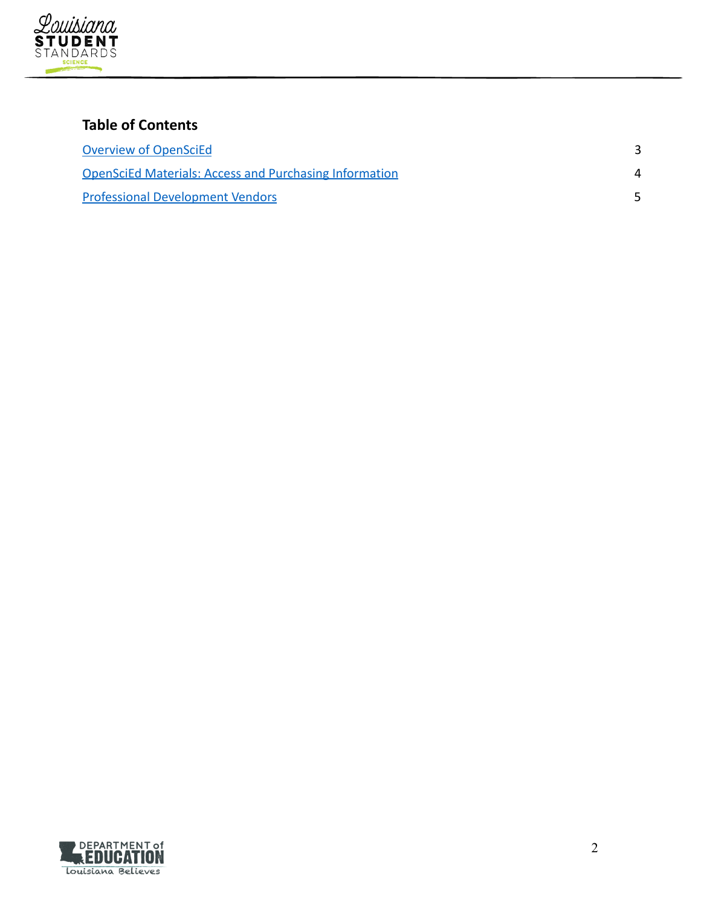## Table of Contents

| | |
|---|---|
| Overview of OpenSciEd | 3 |
| OpenSciEd Materials: Access and Purchasing Information | 4 |
| Professional Development Vendors | 5 |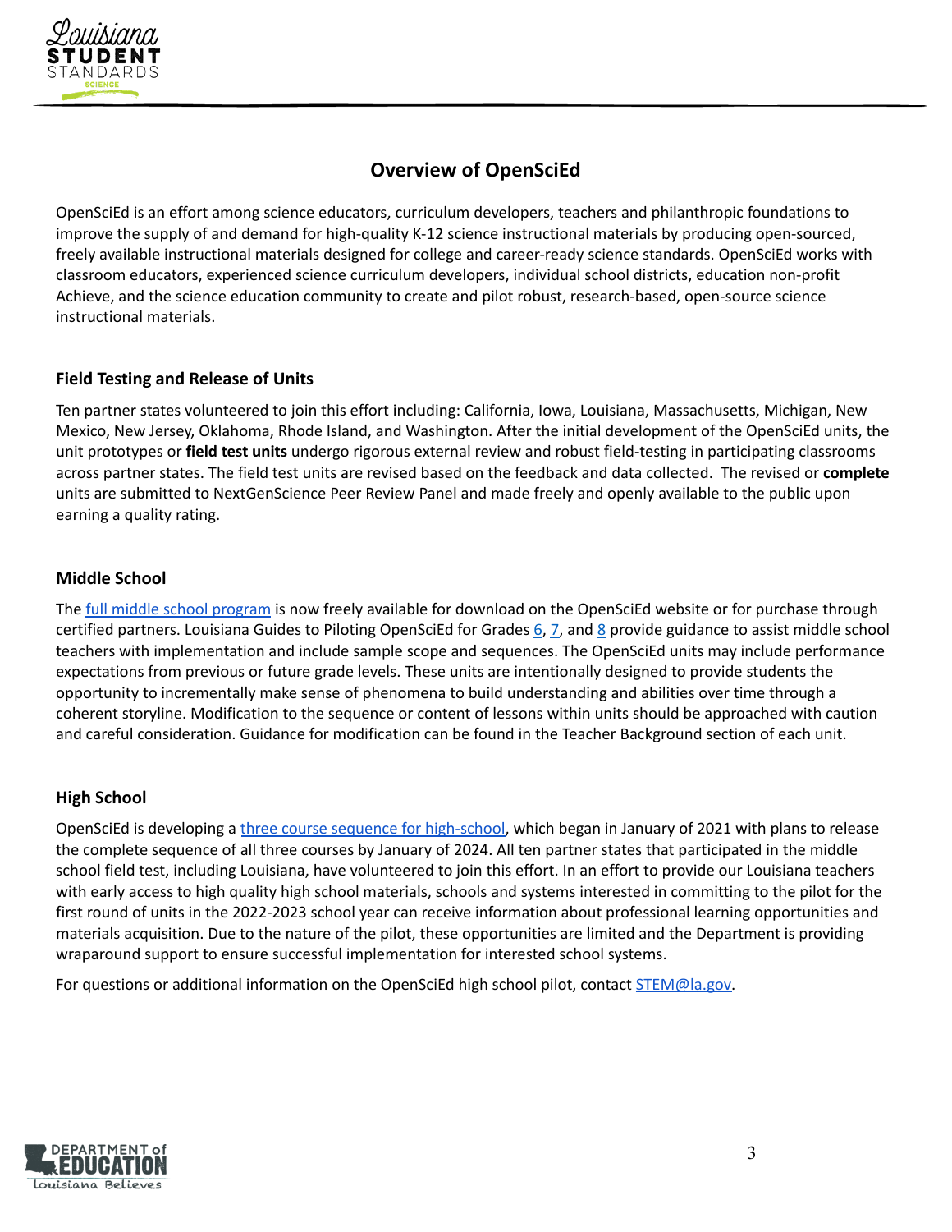## Overview of OpenSciEd

OpenSciEd is an effort among science educators, curriculum developers, teachers and philanthropic foundations to improve the supply of and demand for high-quality K-12 science instructional materials by producing open-sourced, freely available instructional materials designed for college and career-ready science standards. OpenSciEd works with classroom educators, experienced science curriculum developers, individual school districts, education non-profit Achieve, and the science education community to create and pilot robust, research-based, open-source science instructional materials.

### Field Testing and Release of Units

Ten partner states volunteered to join this effort including: California, Iowa, Louisiana, Massachusetts, Michigan, New Mexico, New Jersey, Oklahoma, Rhode Island, and Washington. After the initial development of the OpenSciEd units, the unit prototypes or **field test units** undergo rigorous external review and robust field-testing in participating classrooms across partner states. The field test units are revised based on the feedback and data collected. The revised or **complete** units are submitted to NextGenScience Peer Review Panel and made freely and openly available to the public upon earning a quality rating.

### Middle School

The full middle school program is now freely available for download on the OpenSciEd website or for purchase through certified partners. Louisiana Guides to Piloting OpenSciEd for Grades 6, 7, and 8 provide guidance to assist middle school teachers with implementation and include sample scope and sequences. The OpenSciEd units may include performance expectations from previous or future grade levels. These units are intentionally designed to provide students the opportunity to incrementally make sense of phenomena to build understanding and abilities over time through a coherent storyline. Modification to the sequence or content of lessons within units should be approached with caution and careful consideration. Guidance for modification can be found in the Teacher Background section of each unit.

### High School

OpenSciEd is developing a three course sequence for high-school, which began in January of 2021 with plans to release the complete sequence of all three courses by January of 2024. All ten partner states that participated in the middle school field test, including Louisiana, have volunteered to join this effort. In an effort to provide our Louisiana teachers with early access to high quality high school materials, schools and systems interested in committing to the pilot for the first round of units in the 2022-2023 school year can receive information about professional learning opportunities and materials acquisition. Due to the nature of the pilot, these opportunities are limited and the Department is providing wraparound support to ensure successful implementation for interested school systems.

For questions or additional information on the OpenSciEd high school pilot, contact STEM@la.gov.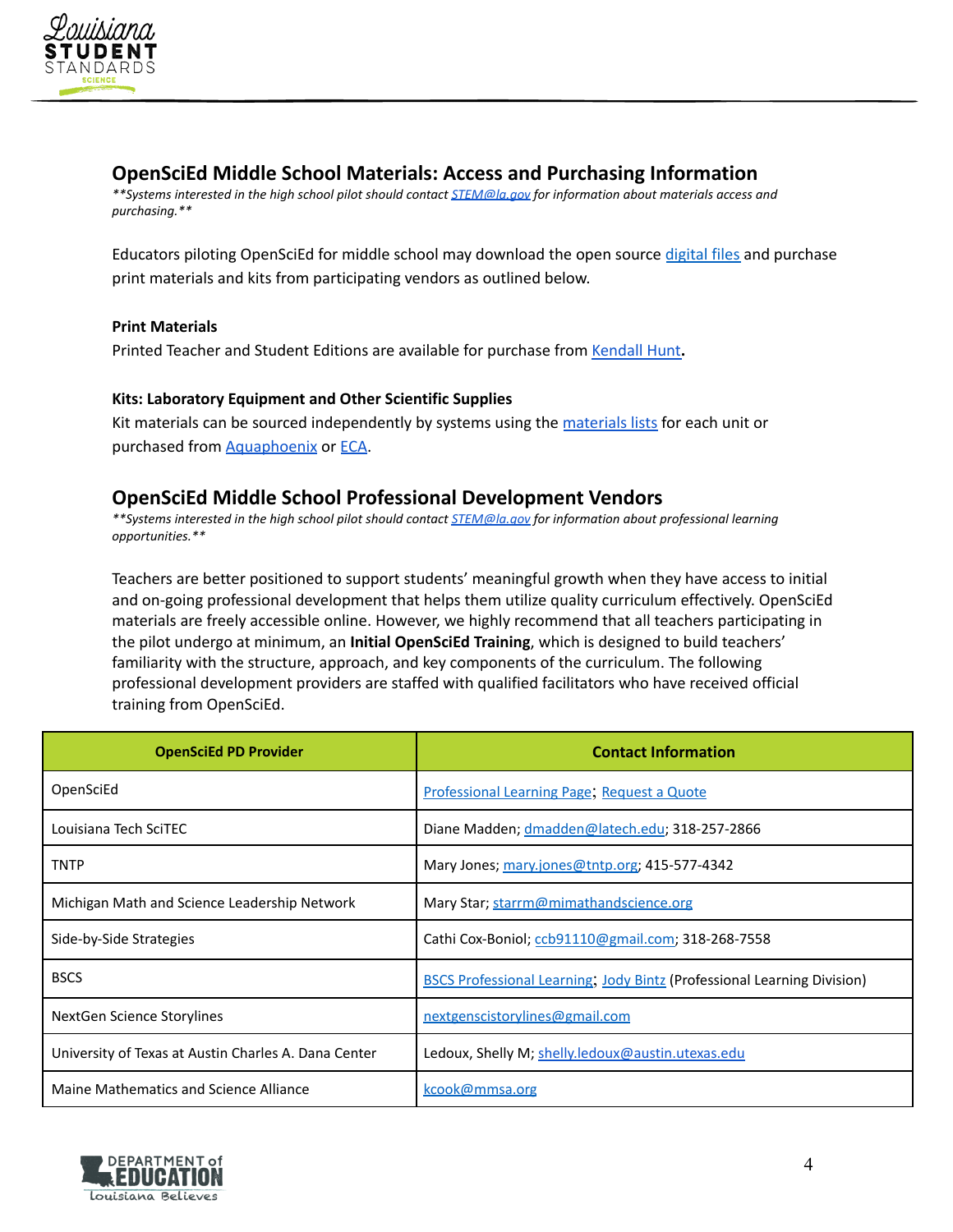## OpenSciEd Middle School Materials: Access and Purchasing Information

***Systems interested in the high school pilot should contact STEM@la.gov for information about materials access and purchasing.***

Educators piloting OpenSciEd for middle school may download the open source digital files and purchase print materials and kits from participating vendors as outlined below.

**Print Materials**

Printed Teacher and Student Editions are available for purchase from Kendall Hunt**.**

**Kits: Laboratory Equipment and Other Scientific Supplies**

Kit materials can be sourced independently by systems using the materials lists for each unit or purchased from Aquaphoenix or ECA.

## OpenSciEd Middle School Professional Development Vendors

***Systems interested in the high school pilot should contact STEM@la.gov for information about professional learning opportunities.***

Teachers are better positioned to support students' meaningful growth when they have access to initial and on-going professional development that helps them utilize quality curriculum effectively. OpenSciEd materials are freely accessible online. However, we highly recommend that all teachers participating in the pilot undergo at minimum, an **Initial OpenSciEd Training**, which is designed to build teachers' familiarity with the structure, approach, and key components of the curriculum. The following professional development providers are staffed with qualified facilitators who have received official training from OpenSciEd.

| OpenSciEd PD Provider | Contact Information |
|---|---|
| OpenSciEd | Professional Learning Page; Request a Quote |
| Louisiana Tech SciTEC | Diane Madden; dmadden@latech.edu; 318-257-2866 |
| TNTP | Mary Jones; mary.jones@tntp.org; 415-577-4342 |
| Michigan Math and Science Leadership Network | Mary Star; starrm@mimathandscience.org |
| Side-by-Side Strategies | Cathi Cox-Boniol; ccb91110@gmail.com; 318-268-7558 |
| BSCS | BSCS Professional Learning; Jody Bintz (Professional Learning Division) |
| NextGen Science Storylines | nextgenscistorylines@gmail.com |
| University of Texas at Austin Charles A. Dana Center | Ledoux, Shelly M; shelly.ledoux@austin.utexas.edu |
| Maine Mathematics and Science Alliance | kcook@mmsa.org |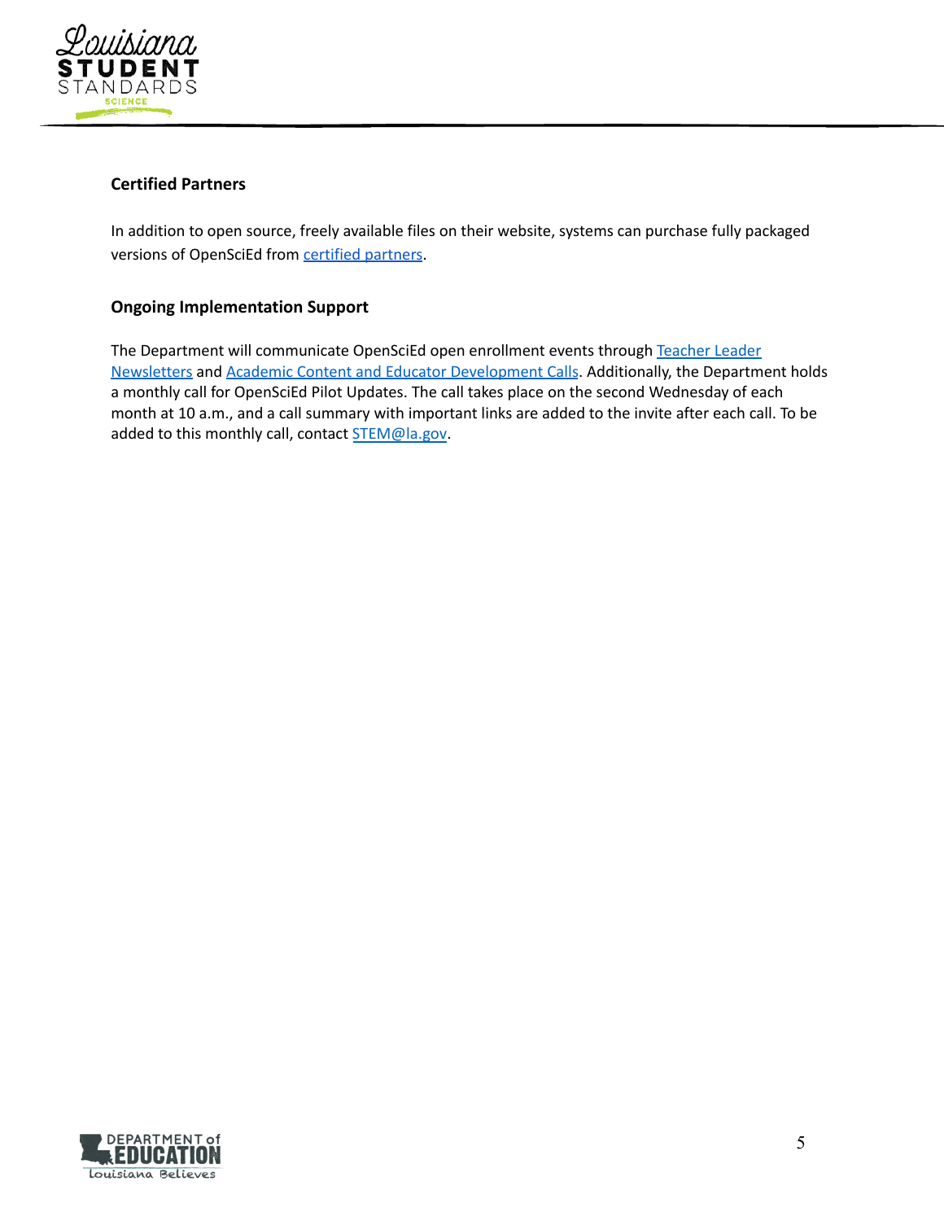### Certified Partners

In addition to open source, freely available files on their website, systems can purchase fully packaged versions of OpenSciEd from certified partners.

### Ongoing Implementation Support

The Department will communicate OpenSciEd open enrollment events through Teacher Leader Newsletters and Academic Content and Educator Development Calls. Additionally, the Department holds a monthly call for OpenSciEd Pilot Updates. The call takes place on the second Wednesday of each month at 10 a.m., and a call summary with important links are added to the invite after each call. To be added to this monthly call, contact STEM@la.gov.